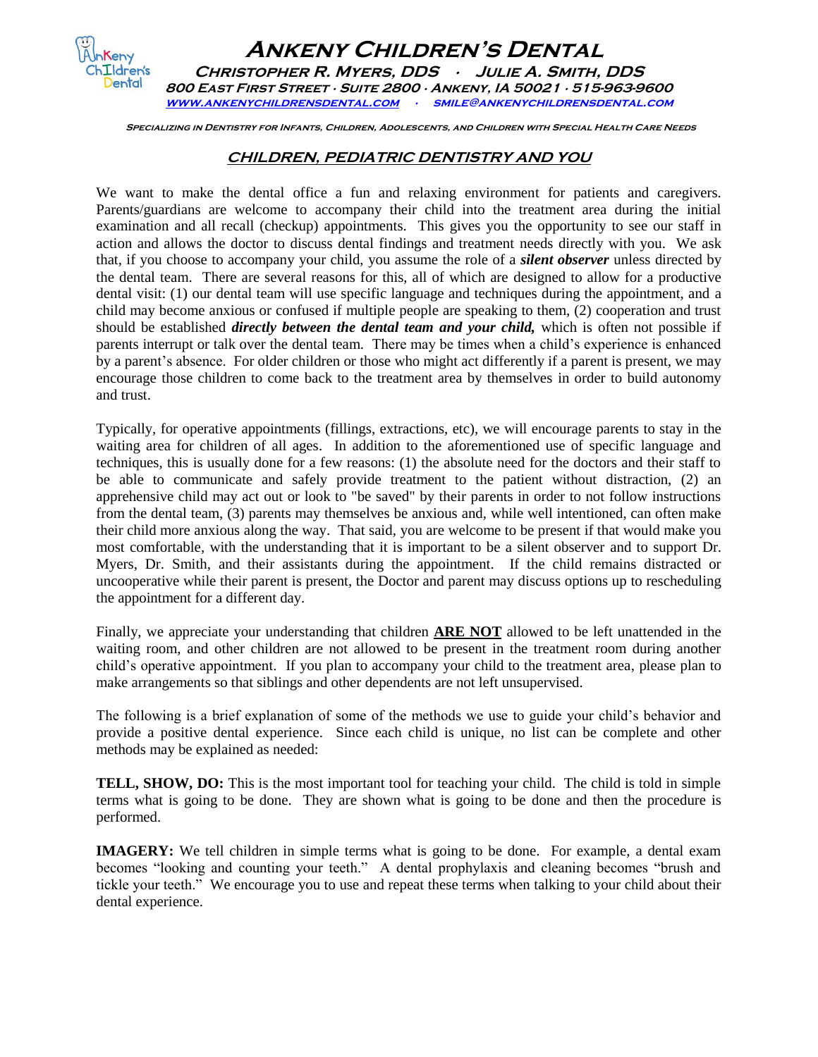# Ankeny Children's Dental

**Christopher R. Myers, DDS · Julie A. Smith, DDS**

**800 East First Street · Suite 2800 · Ankeny, IA 50021 · 515-963-9600**

**www.ankenychildrensdental.com · smile@ankenychildrensdental.com**

**Specializing in Dentistry for Infants, Children, Adolescents, and Children with Special Health Care Needs**

## CHILDREN, PEDIATRIC DENTISTRY AND YOU

We want to make the dental office a fun and relaxing environment for patients and caregivers. Parents/guardians are welcome to accompany their child into the treatment area during the initial examination and all recall (checkup) appointments. This gives you the opportunity to see our staff in action and allows the doctor to discuss dental findings and treatment needs directly with you. We ask that, if you choose to accompany your child, you assume the role of a ***silent observer*** unless directed by the dental team. There are several reasons for this, all of which are designed to allow for a productive dental visit: (1) our dental team will use specific language and techniques during the appointment, and a child may become anxious or confused if multiple people are speaking to them, (2) cooperation and trust should be established ***directly between the dental team and your child,*** which is often not possible if parents interrupt or talk over the dental team. There may be times when a child's experience is enhanced by a parent's absence. For older children or those who might act differently if a parent is present, we may encourage those children to come back to the treatment area by themselves in order to build autonomy and trust.

Typically, for operative appointments (fillings, extractions, etc), we will encourage parents to stay in the waiting area for children of all ages. In addition to the aforementioned use of specific language and techniques, this is usually done for a few reasons: (1) the absolute need for the doctors and their staff to be able to communicate and safely provide treatment to the patient without distraction, (2) an apprehensive child may act out or look to "be saved" by their parents in order to not follow instructions from the dental team, (3) parents may themselves be anxious and, while well intentioned, can often make their child more anxious along the way. That said, you are welcome to be present if that would make you most comfortable, with the understanding that it is important to be a silent observer and to support Dr. Myers, Dr. Smith, and their assistants during the appointment. If the child remains distracted or uncooperative while their parent is present, the Doctor and parent may discuss options up to rescheduling the appointment for a different day.

Finally, we appreciate your understanding that children **ARE NOT** allowed to be left unattended in the waiting room, and other children are not allowed to be present in the treatment room during another child's operative appointment. If you plan to accompany your child to the treatment area, please plan to make arrangements so that siblings and other dependents are not left unsupervised.

The following is a brief explanation of some of the methods we use to guide your child's behavior and provide a positive dental experience. Since each child is unique, no list can be complete and other methods may be explained as needed:

**TELL, SHOW, DO:** This is the most important tool for teaching your child. The child is told in simple terms what is going to be done. They are shown what is going to be done and then the procedure is performed.

**IMAGERY:** We tell children in simple terms what is going to be done. For example, a dental exam becomes "looking and counting your teeth." A dental prophylaxis and cleaning becomes "brush and tickle your teeth." We encourage you to use and repeat these terms when talking to your child about their dental experience.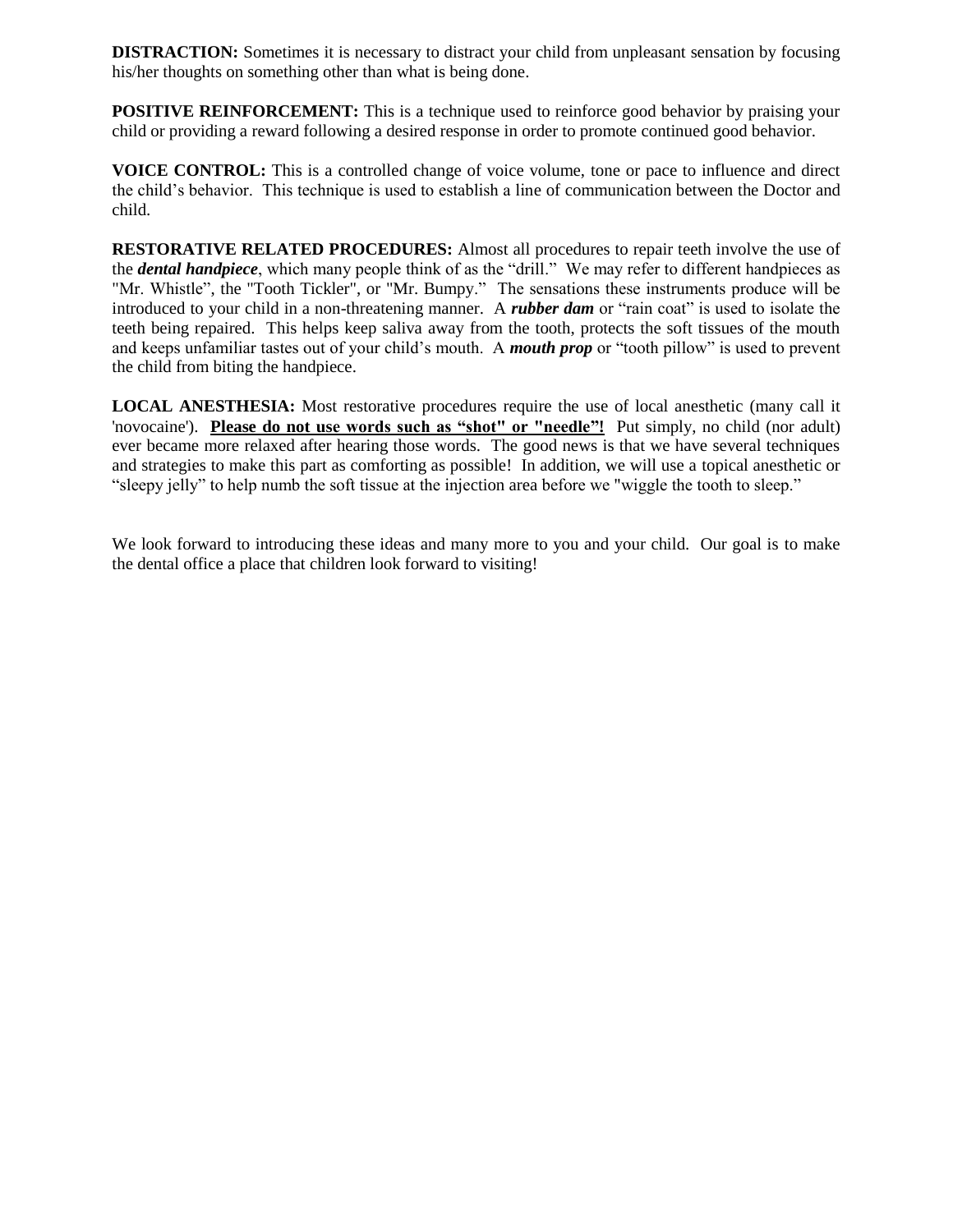**DISTRACTION:** Sometimes it is necessary to distract your child from unpleasant sensation by focusing his/her thoughts on something other than what is being done.

**POSITIVE REINFORCEMENT:** This is a technique used to reinforce good behavior by praising your child or providing a reward following a desired response in order to promote continued good behavior.

**VOICE CONTROL:** This is a controlled change of voice volume, tone or pace to influence and direct the child's behavior. This technique is used to establish a line of communication between the Doctor and child.

**RESTORATIVE RELATED PROCEDURES:** Almost all procedures to repair teeth involve the use of the ***dental handpiece***, which many people think of as the "drill." We may refer to different handpieces as "Mr. Whistle", the "Tooth Tickler", or "Mr. Bumpy." The sensations these instruments produce will be introduced to your child in a non-threatening manner. A ***rubber dam*** or "rain coat" is used to isolate the teeth being repaired. This helps keep saliva away from the tooth, protects the soft tissues of the mouth and keeps unfamiliar tastes out of your child's mouth. A ***mouth prop*** or "tooth pillow" is used to prevent the child from biting the handpiece.

**LOCAL ANESTHESIA:** Most restorative procedures require the use of local anesthetic (many call it 'novocaine'). **<u>Please do not use words such as "shot" or "needle"!</u>** Put simply, no child (nor adult) ever became more relaxed after hearing those words. The good news is that we have several techniques and strategies to make this part as comforting as possible! In addition, we will use a topical anesthetic or "sleepy jelly" to help numb the soft tissue at the injection area before we "wiggle the tooth to sleep."

We look forward to introducing these ideas and many more to you and your child. Our goal is to make the dental office a place that children look forward to visiting!